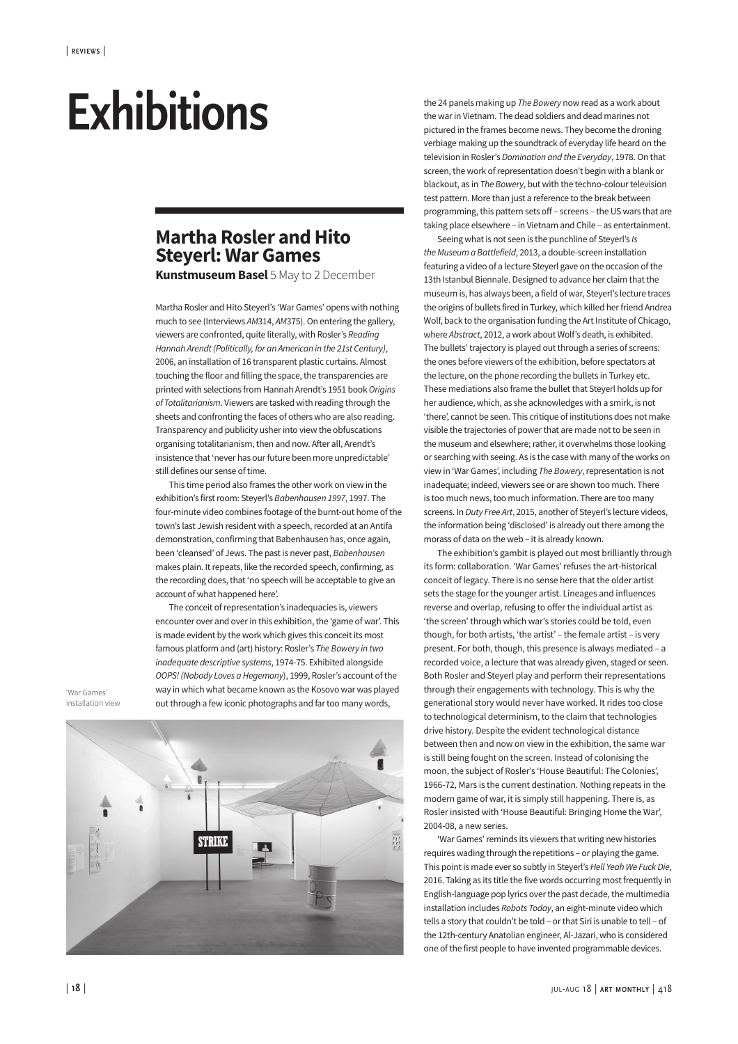# Exhibitions

## Martha Rosler and Hito Steyerl: War Games

**Kunstmuseum Basel** 5 May to 2 December

Martha Rosler and Hito Steyerl's 'War Games' opens with nothing much to see (Interviews *AM*314, *AM*375). On entering the gallery, viewers are confronted, quite literally, with Rosler's *Reading Hannah Arendt (Politically, for an American in the 21st Century)*, 2006, an installation of 16 transparent plastic curtains. Almost touching the floor and filling the space, the transparencies are printed with selections from Hannah Arendt's 1951 book *Origins of Totalitarianism*. Viewers are tasked with reading through the sheets and confronting the faces of others who are also reading. Transparency and publicity usher into view the obfuscations organising totalitarianism, then and now. After all, Arendt's insistence that 'never has our future been more unpredictable' still defines our sense of time.

This time period also frames the other work on view in the exhibition's first room: Steyerl's *Babenhausen 1997*, 1997. The four-minute video combines footage of the burnt-out home of the town's last Jewish resident with a speech, recorded at an Antifa demonstration, confirming that Babenhausen has, once again, been 'cleansed' of Jews. The past is never past, *Babenhausen* makes plain. It repeats, like the recorded speech, confirming, as the recording does, that 'no speech will be acceptable to give an account of what happened here'.

The conceit of representation's inadequacies is, viewers encounter over and over in this exhibition, the 'game of war'. This is made evident by the work which gives this conceit its most famous platform and (art) history: Rosler's *The Bowery in two inadequate descriptive systems*, 1974-75. Exhibited alongside *OOPS! (Nobody Loves a Hegemony)*, 1999, Rosler's account of the way in which what became known as the Kosovo war was played out through a few iconic photographs and far too many words, the 24 panels making up *The Bowery* now read as a work about the war in Vietnam. The dead soldiers and dead marines not pictured in the frames become news. They become the droning verbiage making up the soundtrack of everyday life heard on the television in Rosler's *Domination and the Everyday*, 1978. On that screen, the work of representation doesn't begin with a blank or blackout, as in *The Bowery*, but with the techno-colour television test pattern. More than just a reference to the break between programming, this pattern sets off – screens – the US wars that are taking place elsewhere – in Vietnam and Chile – as entertainment.

'War Games' installation view

Seeing what is not seen is the punchline of Steyerl's *Is the Museum a Battlefield*, 2013, a double-screen installation featuring a video of a lecture Steyerl gave on the occasion of the 13th Istanbul Biennale. Designed to advance her claim that the museum is, has always been, a field of war, Steyerl's lecture traces the origins of bullets fired in Turkey, which killed her friend Andrea Wolf, back to the organisation funding the Art Institute of Chicago, where *Abstract*, 2012, a work about Wolf's death, is exhibited. The bullets' trajectory is played out through a series of screens: the ones before viewers of the exhibition, before spectators at the lecture, on the phone recording the bullets in Turkey etc. These mediations also frame the bullet that Steyerl holds up for her audience, which, as she acknowledges with a smirk, is not 'there', cannot be seen. This critique of institutions does not make visible the trajectories of power that are made not to be seen in the museum and elsewhere; rather, it overwhelms those looking or searching with seeing. As is the case with many of the works on view in 'War Games', including *The Bowery*, representation is not inadequate; indeed, viewers see or are shown too much. There is too much news, too much information. There are too many screens. In *Duty Free Art*, 2015, another of Steyerl's lecture videos, the information being 'disclosed' is already out there among the morass of data on the web – it is already known.

The exhibition's gambit is played out most brilliantly through its form: collaboration. 'War Games' refuses the art-historical conceit of legacy. There is no sense here that the older artist sets the stage for the younger artist. Lineages and influences reverse and overlap, refusing to offer the individual artist as 'the screen' through which war's stories could be told, even though, for both artists, 'the artist' – the female artist – is very present. For both, though, this presence is always mediated – a recorded voice, a lecture that was already given, staged or seen. Both Rosler and Steyerl play and perform their representations through their engagements with technology. This is why the generational story would never have worked. It rides too close to technological determinism, to the claim that technologies drive history. Despite the evident technological distance between then and now on view in the exhibition, the same war is still being fought on the screen. Instead of colonising the moon, the subject of Rosler's 'House Beautiful: The Colonies', 1966-72, Mars is the current destination. Nothing repeats in the modern game of war, it is simply still happening. There is, as Rosler insisted with 'House Beautiful: Bringing Home the War', 2004-08, a new series.

'War Games' reminds its viewers that writing new histories requires wading through the repetitions – or playing the game. This point is made ever so subtly in Steyerl's *Hell Yeah We Fuck Die*, 2016. Taking as its title the five words occurring most frequently in English-language pop lyrics over the past decade, the multimedia installation includes *Robots Today*, an eight-minute video which tells a story that couldn't be told – or that Siri is unable to tell – of the 12th-century Anatolian engineer, Al-Jazari, who is considered one of the first people to have invented programmable devices.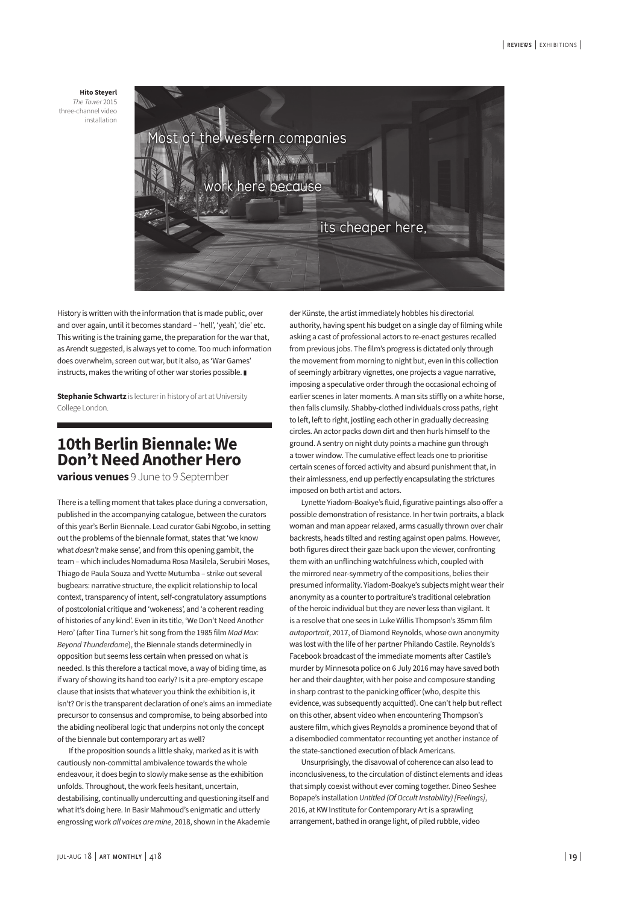Hito Steyerl
*The Tower* 2015
three-channel video installation

History is written with the information that is made public, over and over again, until it becomes standard – 'hell', 'yeah', 'die' etc. This writing is the training game, the preparation for the war that, as Arendt suggested, is always yet to come. Too much information does overwhelm, screen out war, but it also, as 'War Games' instructs, makes the writing of other war stories possible. ■

**Stephanie Schwartz** is lecturer in history of art at University College London.

## 10th Berlin Biennale: We Don't Need Another Hero

**various venues** 9 June to 9 September

There is a telling moment that takes place during a conversation, published in the accompanying catalogue, between the curators of this year's Berlin Biennale. Lead curator Gabi Ngcobo, in setting out the problems of the biennale format, states that 'we know what *doesn't* make sense', and from this opening gambit, the team – which includes Nomaduma Rosa Masilela, Serubiri Moses, Thiago de Paula Souza and Yvette Mutumba – strike out several bugbears: narrative structure, the explicit relationship to local context, transparency of intent, self-congratulatory assumptions of postcolonial critique and 'wokeness', and 'a coherent reading of histories of any kind'. Even in its title, 'We Don't Need Another Hero' (after Tina Turner's hit song from the 1985 film *Mad Max: Beyond Thunderdome*), the Biennale stands determinedly in opposition but seems less certain when pressed on what is needed. Is this therefore a tactical move, a way of biding time, as if wary of showing its hand too early? Is it a pre-emptory escape clause that insists that whatever you think the exhibition is, it isn't? Or is the transparent declaration of one's aims an immediate precursor to consensus and compromise, to being absorbed into the abiding neoliberal logic that underpins not only the concept of the biennale but contemporary art as well?

If the proposition sounds a little shaky, marked as it is with cautiously non-committal ambivalence towards the whole endeavour, it does begin to slowly make sense as the exhibition unfolds. Throughout, the work feels hesitant, uncertain, destabilising, continually undercutting and questioning itself and what it's doing here. In Basir Mahmoud's enigmatic and utterly engrossing work *all voices are mine*, 2018, shown in the Akademie der Künste, the artist immediately hobbles his directorial authority, having spent his budget on a single day of filming while asking a cast of professional actors to re-enact gestures recalled from previous jobs. The film's progress is dictated only through the movement from morning to night but, even in this collection of seemingly arbitrary vignettes, one projects a vague narrative, imposing a speculative order through the occasional echoing of earlier scenes in later moments. A man sits stiffly on a white horse, then falls clumsily. Shabby-clothed individuals cross paths, right to left, left to right, jostling each other in gradually decreasing circles. An actor packs down dirt and then hurls himself to the ground. A sentry on night duty points a machine gun through a tower window. The cumulative effect leads one to prioritise certain scenes of forced activity and absurd punishment that, in their aimlessness, end up perfectly encapsulating the strictures imposed on both artist and actors.

Lynette Yiadom-Boakye's fluid, figurative paintings also offer a possible demonstration of resistance. In her twin portraits, a black woman and man appear relaxed, arms casually thrown over chair backrests, heads tilted and resting against open palms. However, both figures direct their gaze back upon the viewer, confronting them with an unflinching watchfulness which, coupled with the mirrored near-symmetry of the compositions, belies their presumed informality. Yiadom-Boakye's subjects might wear their anonymity as a counter to portraiture's traditional celebration of the heroic individual but they are never less than vigilant. It is a resolve that one sees in Luke Willis Thompson's 35mm film *autoportrait*, 2017, of Diamond Reynolds, whose own anonymity was lost with the life of her partner Philando Castile. Reynolds's Facebook broadcast of the immediate moments after Castile's murder by Minnesota police on 6 July 2016 may have saved both her and their daughter, with her poise and composure standing in sharp contrast to the panicking officer (who, despite this evidence, was subsequently acquitted). One can't help but reflect on this other, absent video when encountering Thompson's austere film, which gives Reynolds a prominence beyond that of a disembodied commentator recounting yet another instance of the state-sanctioned execution of black Americans.

Unsurprisingly, the disavowal of coherence can also lead to inconclusiveness, to the circulation of distinct elements and ideas that simply coexist without ever coming together. Dineo Seshee Bopape's installation *Untitled (Of Occult Instability) [Feelings]*, 2016, at KW Institute for Contemporary Art is a sprawling arrangement, bathed in orange light, of piled rubble, video